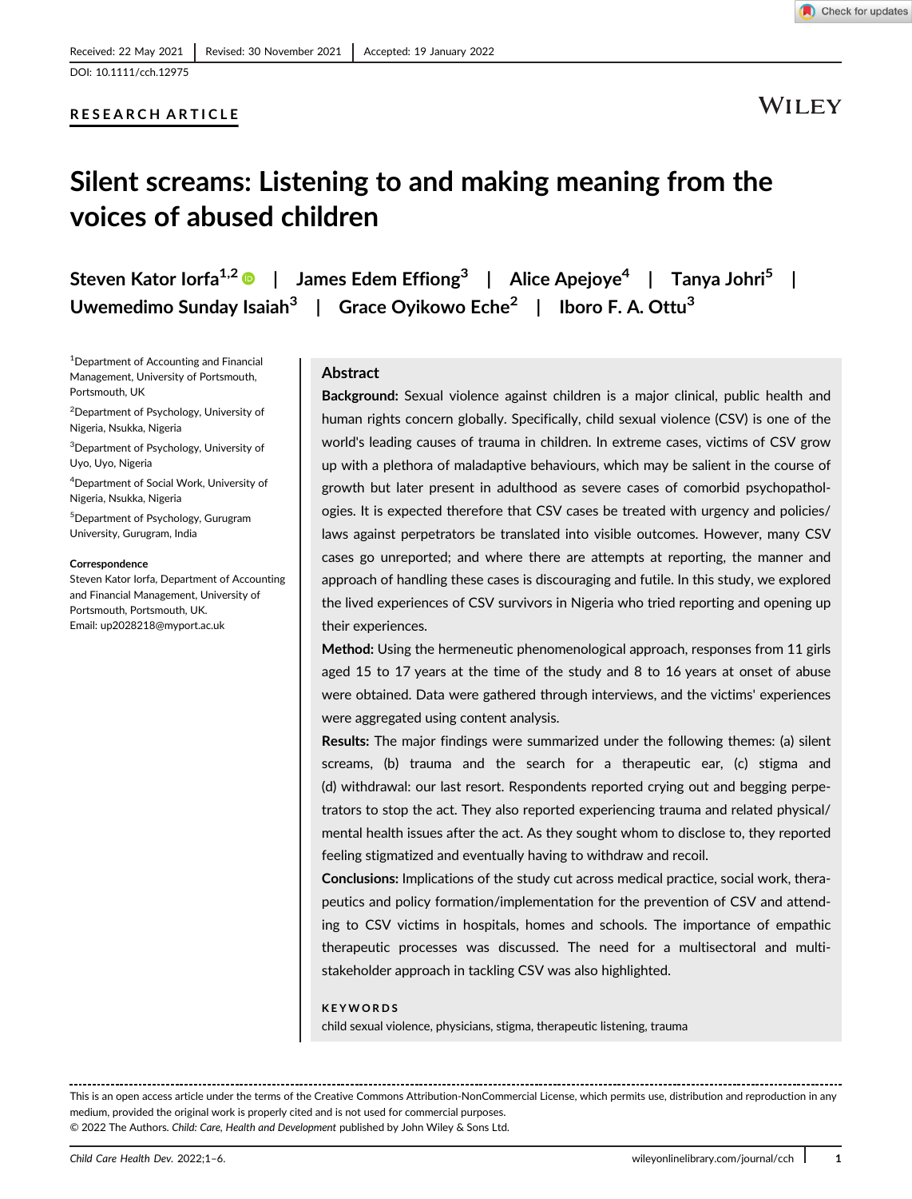Received: 22 May 2021 | Revised: 30 November 2021 | Accepted: 19 January 2022

DOI: 10.1111/cch.12975

RESEARCH ARTICLE

# Silent screams: Listening to and making meaning from the voices of abused children

Steven Kator Iorfa[1,2] | James Edem Effiong[3] | Alice Apejoye[4] | Tanya Johri[5] | Uwemedimo Sunday Isaiah[3] | Grace Oyikowo Eche[2] | Iboro F. A. Ottu[3]

[1]Department of Accounting and Financial Management, University of Portsmouth, Portsmouth, UK

[2]Department of Psychology, University of Nigeria, Nsukka, Nigeria

[3]Department of Psychology, University of Uyo, Uyo, Nigeria

[4]Department of Social Work, University of Nigeria, Nsukka, Nigeria

[5]Department of Psychology, Gurugram University, Gurugram, India

**Correspondence**
Steven Kator Iorfa, Department of Accounting and Financial Management, University of Portsmouth, Portsmouth, UK.
Email: up2028218@myport.ac.uk

## Abstract

**Background:** Sexual violence against children is a major clinical, public health and human rights concern globally. Specifically, child sexual violence (CSV) is one of the world's leading causes of trauma in children. In extreme cases, victims of CSV grow up with a plethora of maladaptive behaviours, which may be salient in the course of growth but later present in adulthood as severe cases of comorbid psychopathologies. It is expected therefore that CSV cases be treated with urgency and policies/laws against perpetrators be translated into visible outcomes. However, many CSV cases go unreported; and where there are attempts at reporting, the manner and approach of handling these cases is discouraging and futile. In this study, we explored the lived experiences of CSV survivors in Nigeria who tried reporting and opening up their experiences.

**Method:** Using the hermeneutic phenomenological approach, responses from 11 girls aged 15 to 17 years at the time of the study and 8 to 16 years at onset of abuse were obtained. Data were gathered through interviews, and the victims' experiences were aggregated using content analysis.

**Results:** The major findings were summarized under the following themes: (a) silent screams, (b) trauma and the search for a therapeutic ear, (c) stigma and (d) withdrawal: our last resort. Respondents reported crying out and begging perpetrators to stop the act. They also reported experiencing trauma and related physical/mental health issues after the act. As they sought whom to disclose to, they reported feeling stigmatized and eventually having to withdraw and recoil.

**Conclusions:** Implications of the study cut across medical practice, social work, therapeutics and policy formation/implementation for the prevention of CSV and attending to CSV victims in hospitals, homes and schools. The importance of empathic therapeutic processes was discussed. The need for a multisectoral and multistakeholder approach in tackling CSV was also highlighted.

**KEYWORDS**
child sexual violence, physicians, stigma, therapeutic listening, trauma

This is an open access article under the terms of the Creative Commons Attribution-NonCommercial License, which permits use, distribution and reproduction in any medium, provided the original work is properly cited and is not used for commercial purposes.
© 2022 The Authors. *Child: Care, Health and Development* published by John Wiley & Sons Ltd.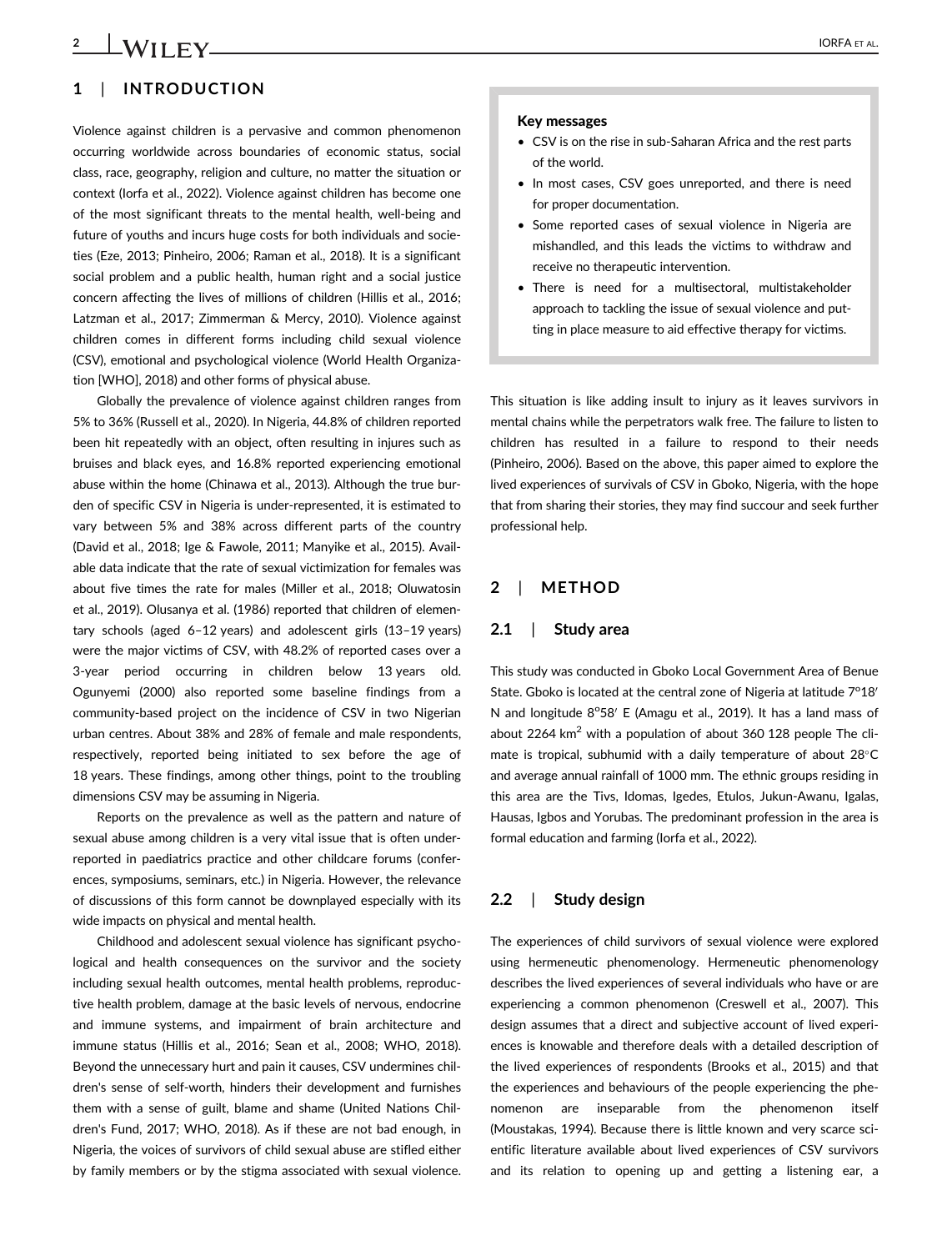## 1 | INTRODUCTION

Violence against children is a pervasive and common phenomenon occurring worldwide across boundaries of economic status, social class, race, geography, religion and culture, no matter the situation or context (Iorfa et al., 2022). Violence against children has become one of the most significant threats to the mental health, well-being and future of youths and incurs huge costs for both individuals and societies (Eze, 2013; Pinheiro, 2006; Raman et al., 2018). It is a significant social problem and a public health, human right and a social justice concern affecting the lives of millions of children (Hillis et al., 2016; Latzman et al., 2017; Zimmerman & Mercy, 2010). Violence against children comes in different forms including child sexual violence (CSV), emotional and psychological violence (World Health Organization [WHO], 2018) and other forms of physical abuse.

Globally the prevalence of violence against children ranges from 5% to 36% (Russell et al., 2020). In Nigeria, 44.8% of children reported been hit repeatedly with an object, often resulting in injures such as bruises and black eyes, and 16.8% reported experiencing emotional abuse within the home (Chinawa et al., 2013). Although the true burden of specific CSV in Nigeria is under-represented, it is estimated to vary between 5% and 38% across different parts of the country (David et al., 2018; Ige & Fawole, 2011; Manyike et al., 2015). Available data indicate that the rate of sexual victimization for females was about five times the rate for males (Miller et al., 2018; Oluwatosin et al., 2019). Olusanya et al. (1986) reported that children of elementary schools (aged 6–12 years) and adolescent girls (13–19 years) were the major victims of CSV, with 48.2% of reported cases over a 3-year period occurring in children below 13 years old. Ogunyemi (2000) also reported some baseline findings from a community-based project on the incidence of CSV in two Nigerian urban centres. About 38% and 28% of female and male respondents, respectively, reported being initiated to sex before the age of 18 years. These findings, among other things, point to the troubling dimensions CSV may be assuming in Nigeria.

Reports on the prevalence as well as the pattern and nature of sexual abuse among children is a very vital issue that is often under-reported in paediatrics practice and other childcare forums (conferences, symposiums, seminars, etc.) in Nigeria. However, the relevance of discussions of this form cannot be downplayed especially with its wide impacts on physical and mental health.

Childhood and adolescent sexual violence has significant psychological and health consequences on the survivor and the society including sexual health outcomes, mental health problems, reproductive health problem, damage at the basic levels of nervous, endocrine and immune systems, and impairment of brain architecture and immune status (Hillis et al., 2016; Sean et al., 2008; WHO, 2018). Beyond the unnecessary hurt and pain it causes, CSV undermines children's sense of self-worth, hinders their development and furnishes them with a sense of guilt, blame and shame (United Nations Children's Fund, 2017; WHO, 2018). As if these are not bad enough, in Nigeria, the voices of survivors of child sexual abuse are stifled either by family members or by the stigma associated with sexual violence. This situation is like adding insult to injury as it leaves survivors in mental chains while the perpetrators walk free. The failure to listen to children has resulted in a failure to respond to their needs (Pinheiro, 2006). Based on the above, this paper aimed to explore the lived experiences of survivals of CSV in Gboko, Nigeria, with the hope that from sharing their stories, they may find succour and seek further professional help.

**Key messages**

- CSV is on the rise in sub-Saharan Africa and the rest parts of the world.
- In most cases, CSV goes unreported, and there is need for proper documentation.
- Some reported cases of sexual violence in Nigeria are mishandled, and this leads the victims to withdraw and receive no therapeutic intervention.
- There is need for a multisectoral, multistakeholder approach to tackling the issue of sexual violence and putting in place measure to aid effective therapy for victims.

## 2 | METHOD

### 2.1 | Study area

This study was conducted in Gboko Local Government Area of Benue State. Gboko is located at the central zone of Nigeria at latitude 7°18′ N and longitude 8°58′ E (Amagu et al., 2019). It has a land mass of about 2264 km$^2$ with a population of about 360 128 people The climate is tropical, subhumid with a daily temperature of about 28°C and average annual rainfall of 1000 mm. The ethnic groups residing in this area are the Tivs, Idomas, Igedes, Etulos, Jukun-Awanu, Igalas, Hausas, Igbos and Yorubas. The predominant profession in the area is formal education and farming (Iorfa et al., 2022).

### 2.2 | Study design

The experiences of child survivors of sexual violence were explored using hermeneutic phenomenology. Hermeneutic phenomenology describes the lived experiences of several individuals who have or are experiencing a common phenomenon (Creswell et al., 2007). This design assumes that a direct and subjective account of lived experiences is knowable and therefore deals with a detailed description of the lived experiences of respondents (Brooks et al., 2015) and that the experiences and behaviours of the people experiencing the phenomenon are inseparable from the phenomenon itself (Moustakas, 1994). Because there is little known and very scarce scientific literature available about lived experiences of CSV survivors and its relation to opening up and getting a listening ear, a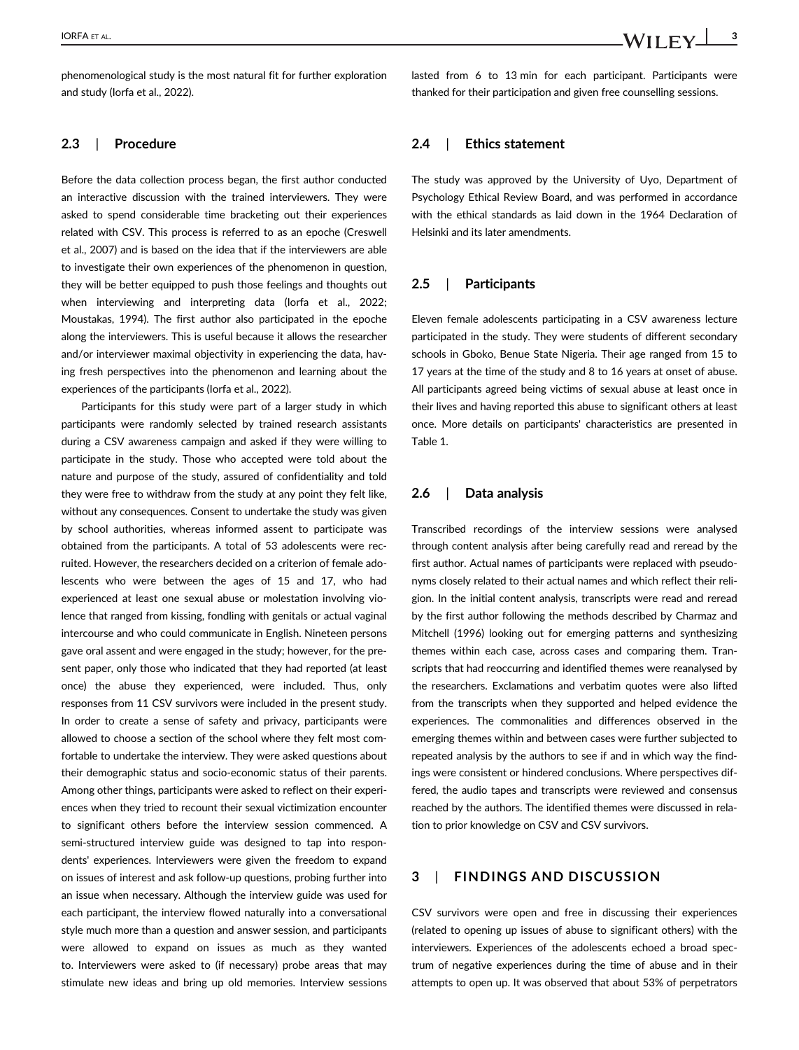phenomenological study is the most natural fit for further exploration and study (Iorfa et al., 2022).

## 2.3 | Procedure

Before the data collection process began, the first author conducted an interactive discussion with the trained interviewers. They were asked to spend considerable time bracketing out their experiences related with CSV. This process is referred to as an epoche (Creswell et al., 2007) and is based on the idea that if the interviewers are able to investigate their own experiences of the phenomenon in question, they will be better equipped to push those feelings and thoughts out when interviewing and interpreting data (Iorfa et al., 2022; Moustakas, 1994). The first author also participated in the epoche along the interviewers. This is useful because it allows the researcher and/or interviewer maximal objectivity in experiencing the data, having fresh perspectives into the phenomenon and learning about the experiences of the participants (Iorfa et al., 2022).

Participants for this study were part of a larger study in which participants were randomly selected by trained research assistants during a CSV awareness campaign and asked if they were willing to participate in the study. Those who accepted were told about the nature and purpose of the study, assured of confidentiality and told they were free to withdraw from the study at any point they felt like, without any consequences. Consent to undertake the study was given by school authorities, whereas informed assent to participate was obtained from the participants. A total of 53 adolescents were recruited. However, the researchers decided on a criterion of female adolescents who were between the ages of 15 and 17, who had experienced at least one sexual abuse or molestation involving violence that ranged from kissing, fondling with genitals or actual vaginal intercourse and who could communicate in English. Nineteen persons gave oral assent and were engaged in the study; however, for the present paper, only those who indicated that they had reported (at least once) the abuse they experienced, were included. Thus, only responses from 11 CSV survivors were included in the present study. In order to create a sense of safety and privacy, participants were allowed to choose a section of the school where they felt most comfortable to undertake the interview. They were asked questions about their demographic status and socio-economic status of their parents. Among other things, participants were asked to reflect on their experiences when they tried to recount their sexual victimization encounter to significant others before the interview session commenced. A semi-structured interview guide was designed to tap into respondents' experiences. Interviewers were given the freedom to expand on issues of interest and ask follow-up questions, probing further into an issue when necessary. Although the interview guide was used for each participant, the interview flowed naturally into a conversational style much more than a question and answer session, and participants were allowed to expand on issues as much as they wanted to. Interviewers were asked to (if necessary) probe areas that may stimulate new ideas and bring up old memories. Interview sessions lasted from 6 to 13 min for each participant. Participants were thanked for their participation and given free counselling sessions.

## 2.4 | Ethics statement

The study was approved by the University of Uyo, Department of Psychology Ethical Review Board, and was performed in accordance with the ethical standards as laid down in the 1964 Declaration of Helsinki and its later amendments.

## 2.5 | Participants

Eleven female adolescents participating in a CSV awareness lecture participated in the study. They were students of different secondary schools in Gboko, Benue State Nigeria. Their age ranged from 15 to 17 years at the time of the study and 8 to 16 years at onset of abuse. All participants agreed being victims of sexual abuse at least once in their lives and having reported this abuse to significant others at least once. More details on participants' characteristics are presented in Table 1.

## 2.6 | Data analysis

Transcribed recordings of the interview sessions were analysed through content analysis after being carefully read and reread by the first author. Actual names of participants were replaced with pseudonyms closely related to their actual names and which reflect their religion. In the initial content analysis, transcripts were read and reread by the first author following the methods described by Charmaz and Mitchell (1996) looking out for emerging patterns and synthesizing themes within each case, across cases and comparing them. Transcripts that had reoccurring and identified themes were reanalysed by the researchers. Exclamations and verbatim quotes were also lifted from the transcripts when they supported and helped evidence the experiences. The commonalities and differences observed in the emerging themes within and between cases were further subjected to repeated analysis by the authors to see if and in which way the findings were consistent or hindered conclusions. Where perspectives differed, the audio tapes and transcripts were reviewed and consensus reached by the authors. The identified themes were discussed in relation to prior knowledge on CSV and CSV survivors.

# 3 | FINDINGS AND DISCUSSION

CSV survivors were open and free in discussing their experiences (related to opening up issues of abuse to significant others) with the interviewers. Experiences of the adolescents echoed a broad spectrum of negative experiences during the time of abuse and in their attempts to open up. It was observed that about 53% of perpetrators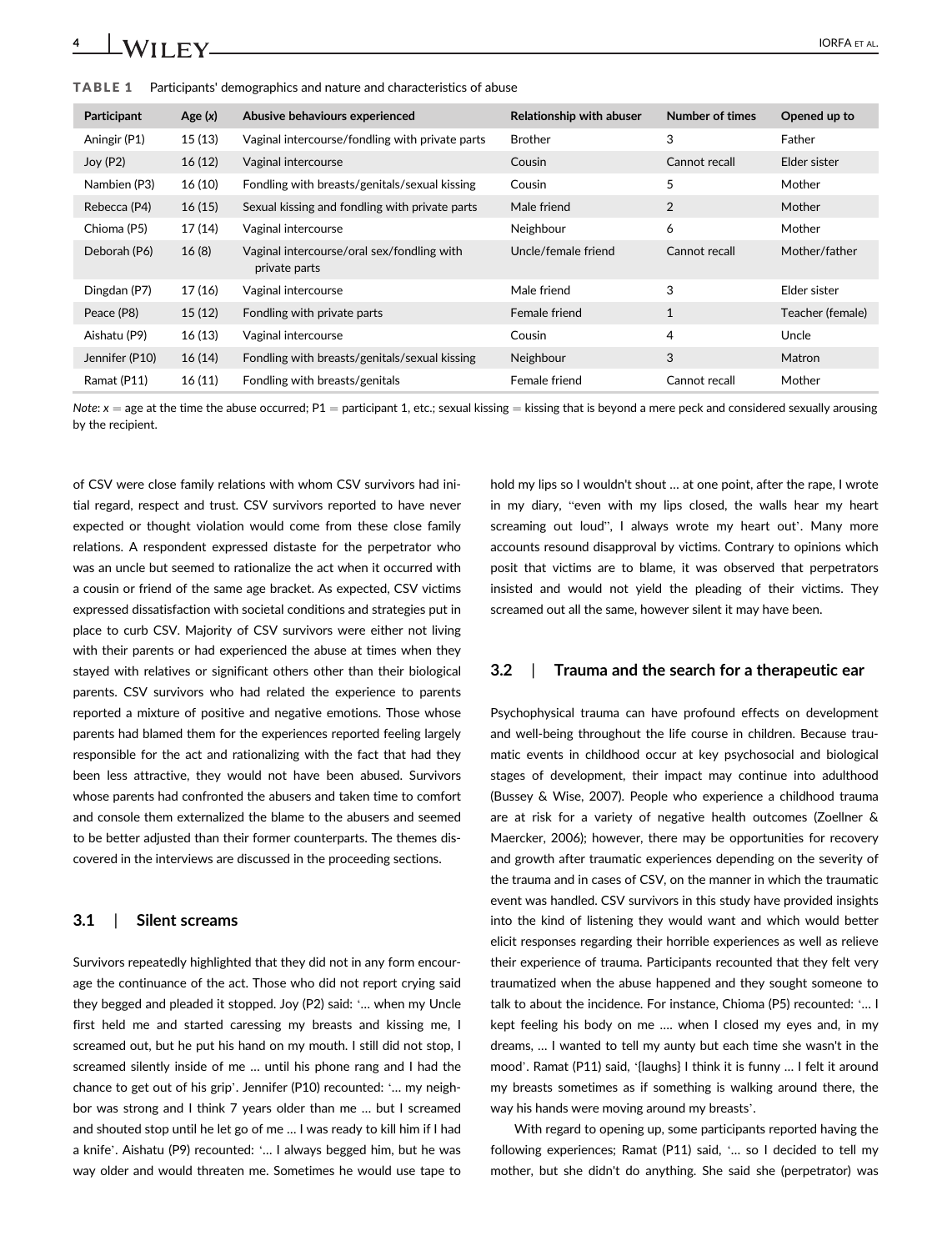TABLE 1 Participants' demographics and nature and characteristics of abuse

| Participant | Age (x) | Abusive behaviours experienced | Relationship with abuser | Number of times | Opened up to |
|---|---|---|---|---|---|
| Aningir (P1) | 15 (13) | Vaginal intercourse/fondling with private parts | Brother | 3 | Father |
| Joy (P2) | 16 (12) | Vaginal intercourse | Cousin | Cannot recall | Elder sister |
| Nambien (P3) | 16 (10) | Fondling with breasts/genitals/sexual kissing | Cousin | 5 | Mother |
| Rebecca (P4) | 16 (15) | Sexual kissing and fondling with private parts | Male friend | 2 | Mother |
| Chioma (P5) | 17 (14) | Vaginal intercourse | Neighbour | 6 | Mother |
| Deborah (P6) | 16 (8) | Vaginal intercourse/oral sex/fondling with private parts | Uncle/female friend | Cannot recall | Mother/father |
| Dingdan (P7) | 17 (16) | Vaginal intercourse | Male friend | 3 | Elder sister |
| Peace (P8) | 15 (12) | Fondling with private parts | Female friend | 1 | Teacher (female) |
| Aishatu (P9) | 16 (13) | Vaginal intercourse | Cousin | 4 | Uncle |
| Jennifer (P10) | 16 (14) | Fondling with breasts/genitals/sexual kissing | Neighbour | 3 | Matron |
| Ramat (P11) | 16 (11) | Fondling with breasts/genitals | Female friend | Cannot recall | Mother |

*Note*: $x$ = age at the time the abuse occurred; P1 = participant 1, etc.; sexual kissing = kissing that is beyond a mere peck and considered sexually arousing by the recipient.

of CSV were close family relations with whom CSV survivors had initial regard, respect and trust. CSV survivors reported to have never expected or thought violation would come from these close family relations. A respondent expressed distaste for the perpetrator who was an uncle but seemed to rationalize the act when it occurred with a cousin or friend of the same age bracket. As expected, CSV victims expressed dissatisfaction with societal conditions and strategies put in place to curb CSV. Majority of CSV survivors were either not living with their parents or had experienced the abuse at times when they stayed with relatives or significant others other than their biological parents. CSV survivors who had related the experience to parents reported a mixture of positive and negative emotions. Those whose parents had blamed them for the experiences reported feeling largely responsible for the act and rationalizing with the fact that had they been less attractive, they would not have been abused. Survivors whose parents had confronted the abusers and taken time to comfort and console them externalized the blame to the abusers and seemed to be better adjusted than their former counterparts. The themes discovered in the interviews are discussed in the proceeding sections.

### 3.1 | Silent screams

Survivors repeatedly highlighted that they did not in any form encourage the continuance of the act. Those who did not report crying said they begged and pleaded it stopped. Joy (P2) said: '… when my Uncle first held me and started caressing my breasts and kissing me, I screamed out, but he put his hand on my mouth. I still did not stop, I screamed silently inside of me … until his phone rang and I had the chance to get out of his grip'. Jennifer (P10) recounted: '… my neighbor was strong and I think 7 years older than me … but I screamed and shouted stop until he let go of me … I was ready to kill him if I had a knife'. Aishatu (P9) recounted: '… I always begged him, but he was way older and would threaten me. Sometimes he would use tape to hold my lips so I wouldn't shout … at one point, after the rape, I wrote in my diary, "even with my lips closed, the walls hear my heart screaming out loud", I always wrote my heart out'. Many more accounts resound disapproval by victims. Contrary to opinions which posit that victims are to blame, it was observed that perpetrators insisted and would not yield the pleading of their victims. They screamed out all the same, however silent it may have been.

### 3.2 | Trauma and the search for a therapeutic ear

Psychophysical trauma can have profound effects on development and well-being throughout the life course in children. Because traumatic events in childhood occur at key psychosocial and biological stages of development, their impact may continue into adulthood (Bussey & Wise, 2007). People who experience a childhood trauma are at risk for a variety of negative health outcomes (Zoellner & Maercker, 2006); however, there may be opportunities for recovery and growth after traumatic experiences depending on the severity of the trauma and in cases of CSV, on the manner in which the traumatic event was handled. CSV survivors in this study have provided insights into the kind of listening they would want and which would better elicit responses regarding their horrible experiences as well as relieve their experience of trauma. Participants recounted that they felt very traumatized when the abuse happened and they sought someone to talk to about the incidence. For instance, Chioma (P5) recounted: '… I kept feeling his body on me …. when I closed my eyes and, in my dreams, … I wanted to tell my aunty but each time she wasn't in the mood'. Ramat (P11) said, '{laughs} I think it is funny … I felt it around my breasts sometimes as if something is walking around there, the way his hands were moving around my breasts'.

With regard to opening up, some participants reported having the following experiences; Ramat (P11) said, '… so I decided to tell my mother, but she didn't do anything. She said she (perpetrator) was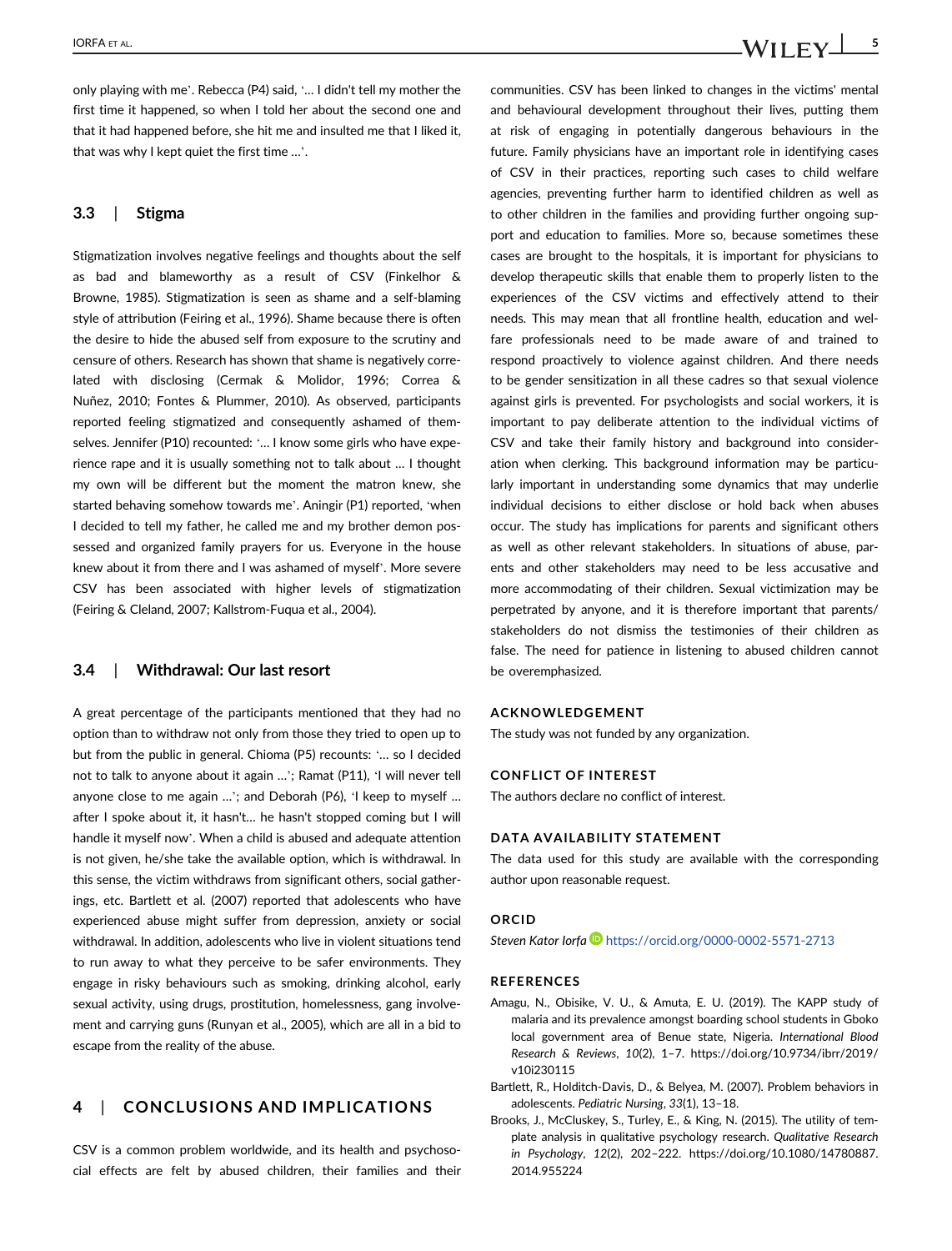only playing with me'. Rebecca (P4) said, '… I didn't tell my mother the first time it happened, so when I told her about the second one and that it had happened before, she hit me and insulted me that I liked it, that was why I kept quiet the first time …'.

### 3.3 | Stigma

Stigmatization involves negative feelings and thoughts about the self as bad and blameworthy as a result of CSV (Finkelhor & Browne, 1985). Stigmatization is seen as shame and a self-blaming style of attribution (Feiring et al., 1996). Shame because there is often the desire to hide the abused self from exposure to the scrutiny and censure of others. Research has shown that shame is negatively correlated with disclosing (Cermak & Molidor, 1996; Correa & Nuñez, 2010; Fontes & Plummer, 2010). As observed, participants reported feeling stigmatized and consequently ashamed of themselves. Jennifer (P10) recounted: '… I know some girls who have experience rape and it is usually something not to talk about … I thought my own will be different but the moment the matron knew, she started behaving somehow towards me'. Aningir (P1) reported, 'when I decided to tell my father, he called me and my brother demon possessed and organized family prayers for us. Everyone in the house knew about it from there and I was ashamed of myself'. More severe CSV has been associated with higher levels of stigmatization (Feiring & Cleland, 2007; Kallstrom-Fuqua et al., 2004).

### 3.4 | Withdrawal: Our last resort

A great percentage of the participants mentioned that they had no option than to withdraw not only from those they tried to open up to but from the public in general. Chioma (P5) recounts: '… so I decided not to talk to anyone about it again …'; Ramat (P11), 'I will never tell anyone close to me again …'; and Deborah (P6), 'I keep to myself … after I spoke about it, it hasn't… he hasn't stopped coming but I will handle it myself now'. When a child is abused and adequate attention is not given, he/she take the available option, which is withdrawal. In this sense, the victim withdraws from significant others, social gatherings, etc. Bartlett et al. (2007) reported that adolescents who have experienced abuse might suffer from depression, anxiety or social withdrawal. In addition, adolescents who live in violent situations tend to run away to what they perceive to be safer environments. They engage in risky behaviours such as smoking, drinking alcohol, early sexual activity, using drugs, prostitution, homelessness, gang involvement and carrying guns (Runyan et al., 2005), which are all in a bid to escape from the reality of the abuse.

## 4 | CONCLUSIONS AND IMPLICATIONS

CSV is a common problem worldwide, and its health and psychosocial effects are felt by abused children, their families and their communities. CSV has been linked to changes in the victims' mental and behavioural development throughout their lives, putting them at risk of engaging in potentially dangerous behaviours in the future. Family physicians have an important role in identifying cases of CSV in their practices, reporting such cases to child welfare agencies, preventing further harm to identified children as well as to other children in the families and providing further ongoing support and education to families. More so, because sometimes these cases are brought to the hospitals, it is important for physicians to develop therapeutic skills that enable them to properly listen to the experiences of the CSV victims and effectively attend to their needs. This may mean that all frontline health, education and welfare professionals need to be made aware of and trained to respond proactively to violence against children. And there needs to be gender sensitization in all these cadres so that sexual violence against girls is prevented. For psychologists and social workers, it is important to pay deliberate attention to the individual victims of CSV and take their family history and background into consideration when clerking. This background information may be particularly important in understanding some dynamics that may underlie individual decisions to either disclose or hold back when abuses occur. The study has implications for parents and significant others as well as other relevant stakeholders. In situations of abuse, parents and other stakeholders may need to be less accusative and more accommodating of their children. Sexual victimization may be perpetrated by anyone, and it is therefore important that parents/stakeholders do not dismiss the testimonies of their children as false. The need for patience in listening to abused children cannot be overemphasized.

## ACKNOWLEDGEMENT

The study was not funded by any organization.

## CONFLICT OF INTEREST

The authors declare no conflict of interest.

## DATA AVAILABILITY STATEMENT

The data used for this study are available with the corresponding author upon reasonable request.

## ORCID

*Steven Kator Iorfa* https://orcid.org/0000-0002-5571-2713

## REFERENCES

Amagu, N., Obisike, V. U., & Amuta, E. U. (2019). The KAPP study of malaria and its prevalence amongst boarding school students in Gboko local government area of Benue state, Nigeria. *International Blood Research & Reviews*, *10*(2), 1–7. https://doi.org/10.9734/ibrr/2019/v10i230115

Bartlett, R., Holditch-Davis, D., & Belyea, M. (2007). Problem behaviors in adolescents. *Pediatric Nursing*, *33*(1), 13–18.

Brooks, J., McCluskey, S., Turley, E., & King, N. (2015). The utility of template analysis in qualitative psychology research. *Qualitative Research in Psychology*, *12*(2), 202–222. https://doi.org/10.1080/14780887.2014.955224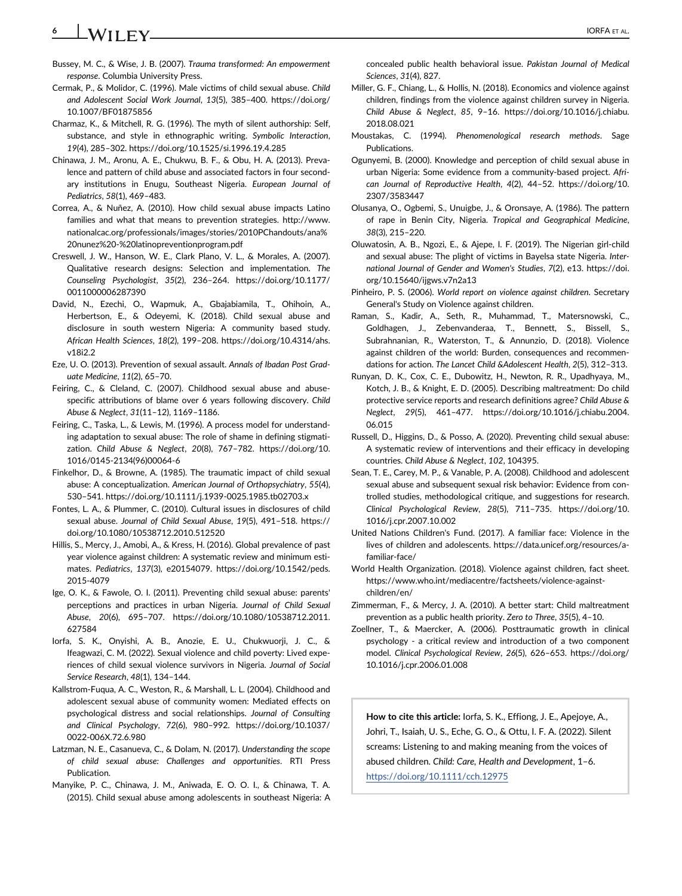Bussey, M. C., & Wise, J. B. (2007). *Trauma transformed: An empowerment response*. Columbia University Press.

Cermak, P., & Molidor, C. (1996). Male victims of child sexual abuse. *Child and Adolescent Social Work Journal*, *13*(5), 385–400. https://doi.org/10.1007/BF01875856

Charmaz, K., & Mitchell, R. G. (1996). The myth of silent authorship: Self, substance, and style in ethnographic writing. *Symbolic Interaction*, *19*(4), 285–302. https://doi.org/10.1525/si.1996.19.4.285

Chinawa, J. M., Aronu, A. E., Chukwu, B. F., & Obu, H. A. (2013). Prevalence and pattern of child abuse and associated factors in four secondary institutions in Enugu, Southeast Nigeria. *European Journal of Pediatrics*, *58*(1), 469–483.

Correa, A., & Nuñez, A. (2010). How child sexual abuse impacts Latino families and what that means to prevention strategies. http://www.nationalcac.org/professionals/images/stories/2010PChandouts/ana%20nunez%20-%20latinopreventionprogram.pdf

Creswell, J. W., Hanson, W. E., Clark Plano, V. L., & Morales, A. (2007). Qualitative research designs: Selection and implementation. *The Counseling Psychologist*, *35*(2), 236–264. https://doi.org/10.1177/0011000006287390

David, N., Ezechi, O., Wapmuk, A., Gbajabiamila, T., Ohihoin, A., Herbertson, E., & Odeyemi, K. (2018). Child sexual abuse and disclosure in south western Nigeria: A community based study. *African Health Sciences*, *18*(2), 199–208. https://doi.org/10.4314/ahs.v18i2.2

Eze, U. O. (2013). Prevention of sexual assault. *Annals of Ibadan Post Graduate Medicine*, *11*(2), 65–70.

Feiring, C., & Cleland, C. (2007). Childhood sexual abuse and abuse-specific attributions of blame over 6 years following discovery. *Child Abuse & Neglect*, *31*(11–12), 1169–1186.

Feiring, C., Taska, L., & Lewis, M. (1996). A process model for understanding adaptation to sexual abuse: The role of shame in defining stigmatization. *Child Abuse & Neglect*, *20*(8), 767–782. https://doi.org/10.1016/0145-2134(96)00064-6

Finkelhor, D., & Browne, A. (1985). The traumatic impact of child sexual abuse: A conceptualization. *American Journal of Orthopsychiatry*, *55*(4), 530–541. https://doi.org/10.1111/j.1939-0025.1985.tb02703.x

Fontes, L. A., & Plummer, C. (2010). Cultural issues in disclosures of child sexual abuse. *Journal of Child Sexual Abuse*, *19*(5), 491–518. https://doi.org/10.1080/10538712.2010.512520

Hillis, S., Mercy, J., Amobi, A., & Kress, H. (2016). Global prevalence of past year violence against children: A systematic review and minimum estimates. *Pediatrics*, *137*(3), e20154079. https://doi.org/10.1542/peds.2015-4079

Ige, O. K., & Fawole, O. I. (2011). Preventing child sexual abuse: parents' perceptions and practices in urban Nigeria. *Journal of Child Sexual Abuse*, *20*(6), 695–707. https://doi.org/10.1080/10538712.2011.627584

Iorfa, S. K., Onyishi, A. B., Anozie, E. U., Chukwuorji, J. C., & Ifeagwazi, C. M. (2022). Sexual violence and child poverty: Lived experiences of child sexual violence survivors in Nigeria. *Journal of Social Service Research*, *48*(1), 134–144.

Kallstrom-Fuqua, A. C., Weston, R., & Marshall, L. L. (2004). Childhood and adolescent sexual abuse of community women: Mediated effects on psychological distress and social relationships. *Journal of Consulting and Clinical Psychology*, *72*(6), 980–992. https://doi.org/10.1037/0022-006X.72.6.980

Latzman, N. E., Casanueva, C., & Dolam, N. (2017). *Understanding the scope of child sexual abuse: Challenges and opportunities*. RTI Press Publication.

Manyike, P. C., Chinawa, J. M., Aniwada, E. O. O. I., & Chinawa, T. A. (2015). Child sexual abuse among adolescents in southeast Nigeria: A concealed public health behavioral issue. *Pakistan Journal of Medical Sciences*, *31*(4), 827.

Miller, G. F., Chiang, L., & Hollis, N. (2018). Economics and violence against children, findings from the violence against children survey in Nigeria. *Child Abuse & Neglect*, *85*, 9–16. https://doi.org/10.1016/j.chiabu.2018.08.021

Moustakas, C. (1994). *Phenomenological research methods*. Sage Publications.

Ogunyemi, B. (2000). Knowledge and perception of child sexual abuse in urban Nigeria: Some evidence from a community-based project. *African Journal of Reproductive Health*, *4*(2), 44–52. https://doi.org/10.2307/3583447

Olusanya, O., Ogbemi, S., Unuigbe, J., & Oronsaye, A. (1986). The pattern of rape in Benin City, Nigeria. *Tropical and Geographical Medicine*, *38*(3), 215–220.

Oluwatosin, A. B., Ngozi, E., & Ajepe, I. F. (2019). The Nigerian girl-child and sexual abuse: The plight of victims in Bayelsa state Nigeria. *International Journal of Gender and Women's Studies*, *7*(2), e13. https://doi.org/10.15640/ijgws.v7n2a13

Pinheiro, P. S. (2006). *World report on violence against children*. Secretary General's Study on Violence against children.

Raman, S., Kadir, A., Seth, R., Muhammad, T., Matersnowski, C., Goldhagen, J., Zebenvanderaa, T., Bennett, S., Bissell, S., Subrahnanian, R., Waterston, T., & Annunzio, D. (2018). Violence against children of the world: Burden, consequences and recommendations for action. *The Lancet Child &Adolescent Health*, *2*(5), 312–313.

Runyan, D. K., Cox, C. E., Dubowitz, H., Newton, R. R., Upadhyaya, M., Kotch, J. B., & Knight, E. D. (2005). Describing maltreatment: Do child protective service reports and research definitions agree? *Child Abuse & Neglect*, *29*(5), 461–477. https://doi.org/10.1016/j.chiabu.2004.06.015

Russell, D., Higgins, D., & Posso, A. (2020). Preventing child sexual abuse: A systematic review of interventions and their efficacy in developing countries. *Child Abuse & Neglect*, *102*, 104395.

Sean, T. E., Carey, M. P., & Vanable, P. A. (2008). Childhood and adolescent sexual abuse and subsequent sexual risk behavior: Evidence from controlled studies, methodological critique, and suggestions for research. *Clinical Psychological Review*, *28*(5), 711–735. https://doi.org/10.1016/j.cpr.2007.10.002

United Nations Children's Fund. (2017). A familiar face: Violence in the lives of children and adolescents. https://data.unicef.org/resources/a-familiar-face/

World Health Organization. (2018). Violence against children, fact sheet. https://www.who.int/mediacentre/factsheets/violence-against-children/en/

Zimmerman, F., & Mercy, J. A. (2010). A better start: Child maltreatment prevention as a public health priority. *Zero to Three*, *35*(5), 4–10.

Zoellner, T., & Maercker, A. (2006). Posttraumatic growth in clinical psychology - a critical review and introduction of a two component model. *Clinical Psychological Review*, *26*(5), 626–653. https://doi.org/10.1016/j.cpr.2006.01.008

**How to cite this article:** Iorfa, S. K., Effiong, J. E., Apejoye, A., Johri, T., Isaiah, U. S., Eche, G. O., & Ottu, I. F. A. (2022). Silent screams: Listening to and making meaning from the voices of abused children. *Child: Care, Health and Development*, 1–6. https://doi.org/10.1111/cch.12975